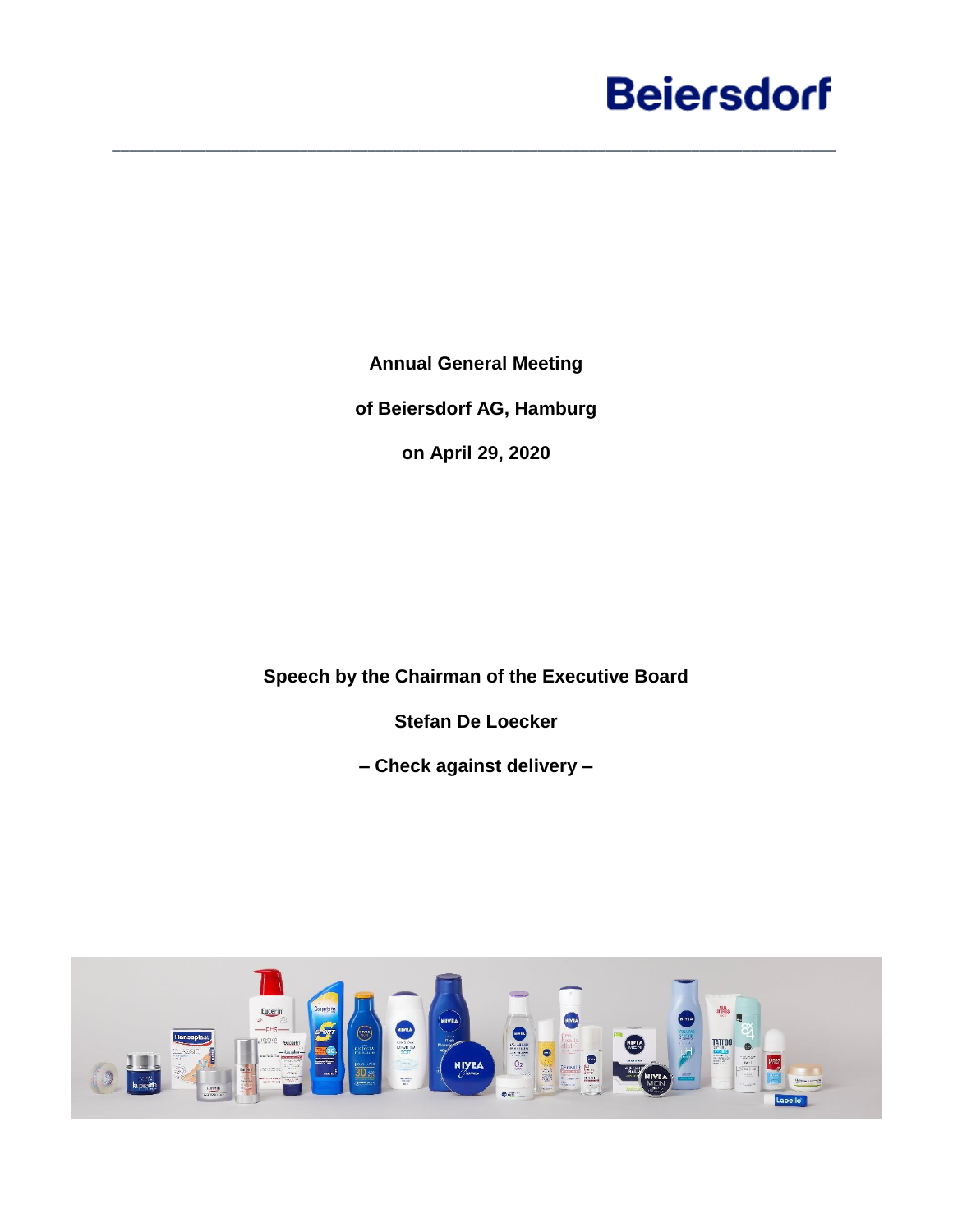Beiersdorf

**Annual General Meeting**

**of Beiersdorf AG, Hamburg**

**on April 29, 2020**

**Speech by the Chairman of the Executive Board**

**Stefan De Loecker**

**– Check against delivery –**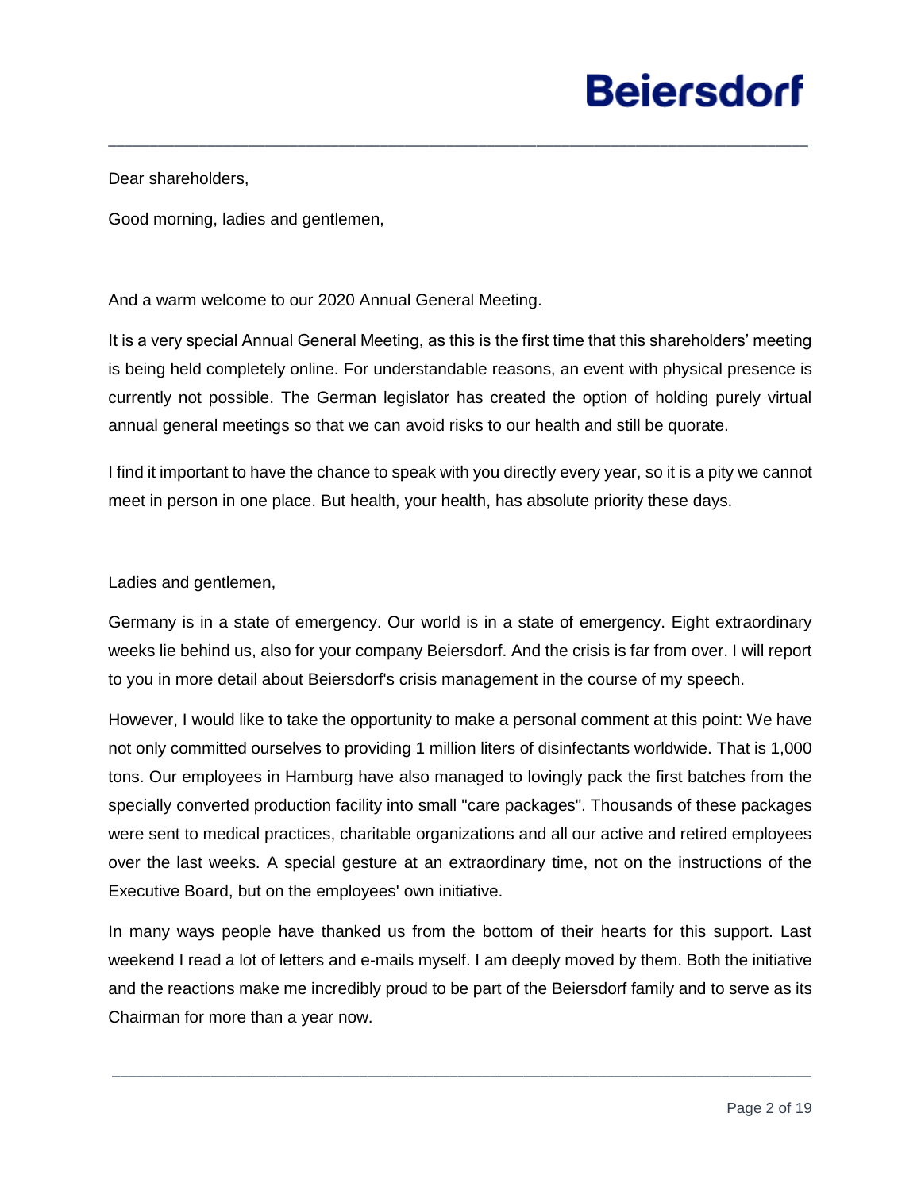Dear shareholders,

Good morning, ladies and gentlemen,

And a warm welcome to our 2020 Annual General Meeting.

It is a very special Annual General Meeting, as this is the first time that this shareholders' meeting is being held completely online. For understandable reasons, an event with physical presence is currently not possible. The German legislator has created the option of holding purely virtual annual general meetings so that we can avoid risks to our health and still be quorate.

I find it important to have the chance to speak with you directly every year, so it is a pity we cannot meet in person in one place. But health, your health, has absolute priority these days.

Ladies and gentlemen,

Germany is in a state of emergency. Our world is in a state of emergency. Eight extraordinary weeks lie behind us, also for your company Beiersdorf. And the crisis is far from over. I will report to you in more detail about Beiersdorf's crisis management in the course of my speech.

However, I would like to take the opportunity to make a personal comment at this point: We have not only committed ourselves to providing 1 million liters of disinfectants worldwide. That is 1,000 tons. Our employees in Hamburg have also managed to lovingly pack the first batches from the specially converted production facility into small "care packages". Thousands of these packages were sent to medical practices, charitable organizations and all our active and retired employees over the last weeks. A special gesture at an extraordinary time, not on the instructions of the Executive Board, but on the employees' own initiative.

In many ways people have thanked us from the bottom of their hearts for this support. Last weekend I read a lot of letters and e-mails myself. I am deeply moved by them. Both the initiative and the reactions make me incredibly proud to be part of the Beiersdorf family and to serve as its Chairman for more than a year now.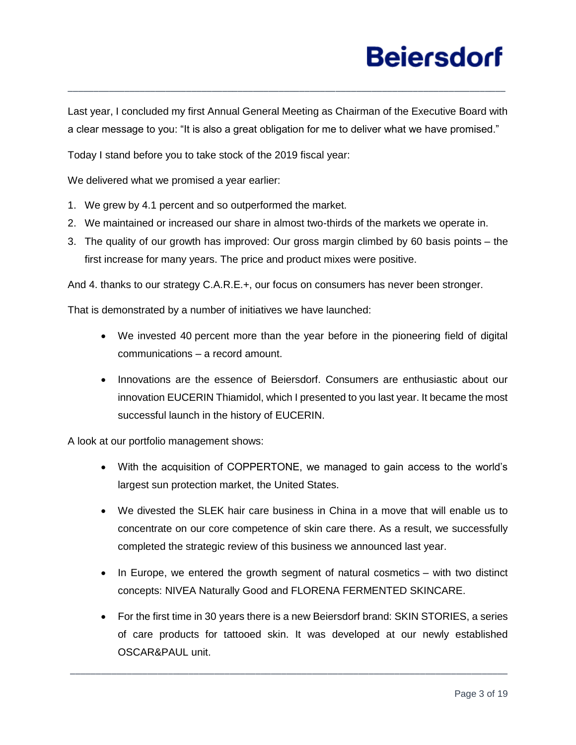Last year, I concluded my first Annual General Meeting as Chairman of the Executive Board with a clear message to you: "It is also a great obligation for me to deliver what we have promised."

Today I stand before you to take stock of the 2019 fiscal year:

We delivered what we promised a year earlier:

1. We grew by 4.1 percent and so outperformed the market.
2. We maintained or increased our share in almost two-thirds of the markets we operate in.
3. The quality of our growth has improved: Our gross margin climbed by 60 basis points – the first increase for many years. The price and product mixes were positive.

And 4. thanks to our strategy C.A.R.E.+, our focus on consumers has never been stronger.

That is demonstrated by a number of initiatives we have launched:

- We invested 40 percent more than the year before in the pioneering field of digital communications – a record amount.
- Innovations are the essence of Beiersdorf. Consumers are enthusiastic about our innovation EUCERIN Thiamidol, which I presented to you last year. It became the most successful launch in the history of EUCERIN.

A look at our portfolio management shows:

- With the acquisition of COPPERTONE, we managed to gain access to the world's largest sun protection market, the United States.
- We divested the SLEK hair care business in China in a move that will enable us to concentrate on our core competence of skin care there. As a result, we successfully completed the strategic review of this business we announced last year.
- In Europe, we entered the growth segment of natural cosmetics – with two distinct concepts: NIVEA Naturally Good and FLORENA FERMENTED SKINCARE.
- For the first time in 30 years there is a new Beiersdorf brand: SKIN STORIES, a series of care products for tattooed skin. It was developed at our newly established OSCAR&PAUL unit.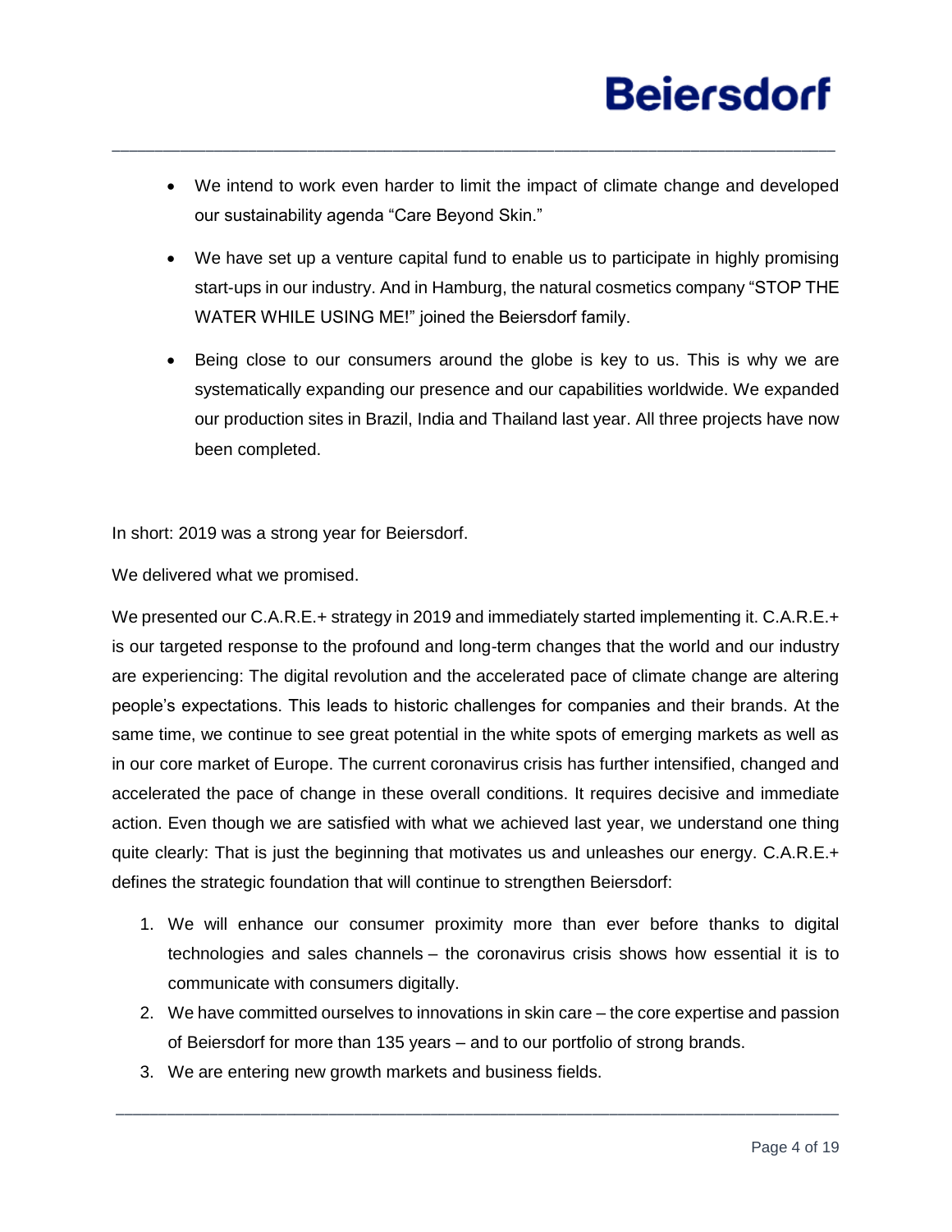- We intend to work even harder to limit the impact of climate change and developed our sustainability agenda "Care Beyond Skin."
- We have set up a venture capital fund to enable us to participate in highly promising start-ups in our industry. And in Hamburg, the natural cosmetics company "STOP THE WATER WHILE USING ME!" joined the Beiersdorf family.
- Being close to our consumers around the globe is key to us. This is why we are systematically expanding our presence and our capabilities worldwide. We expanded our production sites in Brazil, India and Thailand last year. All three projects have now been completed.

In short: 2019 was a strong year for Beiersdorf.

We delivered what we promised.

We presented our C.A.R.E.+ strategy in 2019 and immediately started implementing it. C.A.R.E.+ is our targeted response to the profound and long-term changes that the world and our industry are experiencing: The digital revolution and the accelerated pace of climate change are altering people's expectations. This leads to historic challenges for companies and their brands. At the same time, we continue to see great potential in the white spots of emerging markets as well as in our core market of Europe. The current coronavirus crisis has further intensified, changed and accelerated the pace of change in these overall conditions. It requires decisive and immediate action. Even though we are satisfied with what we achieved last year, we understand one thing quite clearly: That is just the beginning that motivates us and unleashes our energy. C.A.R.E.+ defines the strategic foundation that will continue to strengthen Beiersdorf:

1. We will enhance our consumer proximity more than ever before thanks to digital technologies and sales channels – the coronavirus crisis shows how essential it is to communicate with consumers digitally.
2. We have committed ourselves to innovations in skin care – the core expertise and passion of Beiersdorf for more than 135 years – and to our portfolio of strong brands.
3. We are entering new growth markets and business fields.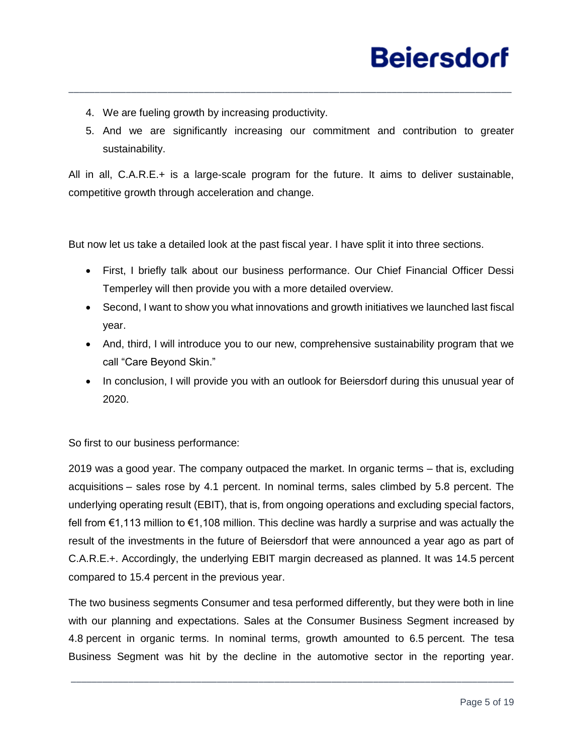4. We are fueling growth by increasing productivity.
5. And we are significantly increasing our commitment and contribution to greater sustainability.

All in all, C.A.R.E.+ is a large-scale program for the future. It aims to deliver sustainable, competitive growth through acceleration and change.

But now let us take a detailed look at the past fiscal year. I have split it into three sections.

- First, I briefly talk about our business performance. Our Chief Financial Officer Dessi Temperley will then provide you with a more detailed overview.
- Second, I want to show you what innovations and growth initiatives we launched last fiscal year.
- And, third, I will introduce you to our new, comprehensive sustainability program that we call "Care Beyond Skin."
- In conclusion, I will provide you with an outlook for Beiersdorf during this unusual year of 2020.

So first to our business performance:

2019 was a good year. The company outpaced the market. In organic terms – that is, excluding acquisitions – sales rose by 4.1 percent. In nominal terms, sales climbed by 5.8 percent. The underlying operating result (EBIT), that is, from ongoing operations and excluding special factors, fell from €1,113 million to €1,108 million. This decline was hardly a surprise and was actually the result of the investments in the future of Beiersdorf that were announced a year ago as part of C.A.R.E.+. Accordingly, the underlying EBIT margin decreased as planned. It was 14.5 percent compared to 15.4 percent in the previous year.

The two business segments Consumer and tesa performed differently, but they were both in line with our planning and expectations. Sales at the Consumer Business Segment increased by 4.8 percent in organic terms. In nominal terms, growth amounted to 6.5 percent. The tesa Business Segment was hit by the decline in the automotive sector in the reporting year.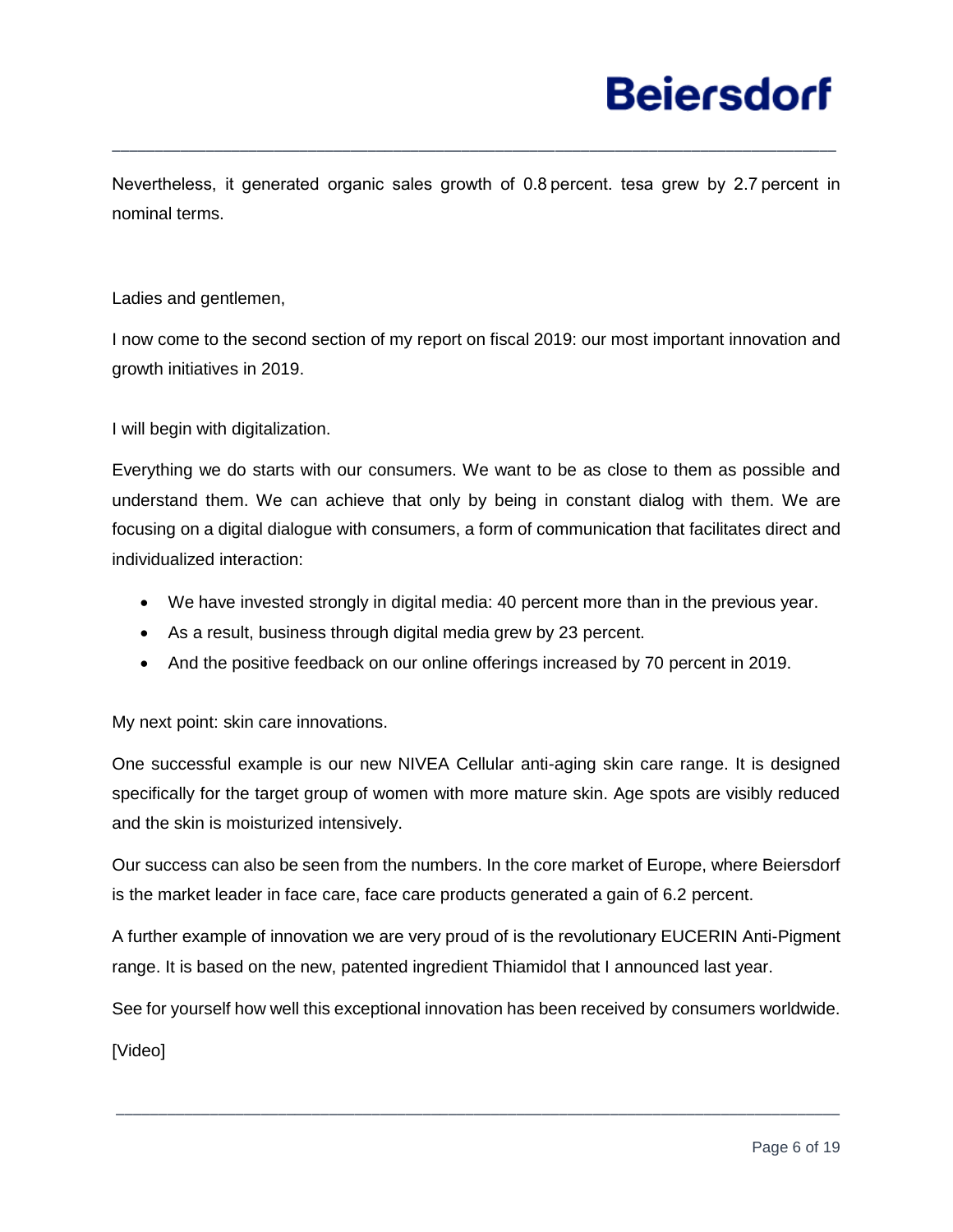Nevertheless, it generated organic sales growth of 0.8 percent. tesa grew by 2.7 percent in nominal terms.

Ladies and gentlemen,

I now come to the second section of my report on fiscal 2019: our most important innovation and growth initiatives in 2019.

I will begin with digitalization.

Everything we do starts with our consumers. We want to be as close to them as possible and understand them. We can achieve that only by being in constant dialog with them. We are focusing on a digital dialogue with consumers, a form of communication that facilitates direct and individualized interaction:

- We have invested strongly in digital media: 40 percent more than in the previous year.
- As a result, business through digital media grew by 23 percent.
- And the positive feedback on our online offerings increased by 70 percent in 2019.

My next point: skin care innovations.

One successful example is our new NIVEA Cellular anti-aging skin care range. It is designed specifically for the target group of women with more mature skin. Age spots are visibly reduced and the skin is moisturized intensively.

Our success can also be seen from the numbers. In the core market of Europe, where Beiersdorf is the market leader in face care, face care products generated a gain of 6.2 percent.

A further example of innovation we are very proud of is the revolutionary EUCERIN Anti-Pigment range. It is based on the new, patented ingredient Thiamidol that I announced last year.

See for yourself how well this exceptional innovation has been received by consumers worldwide.

[Video]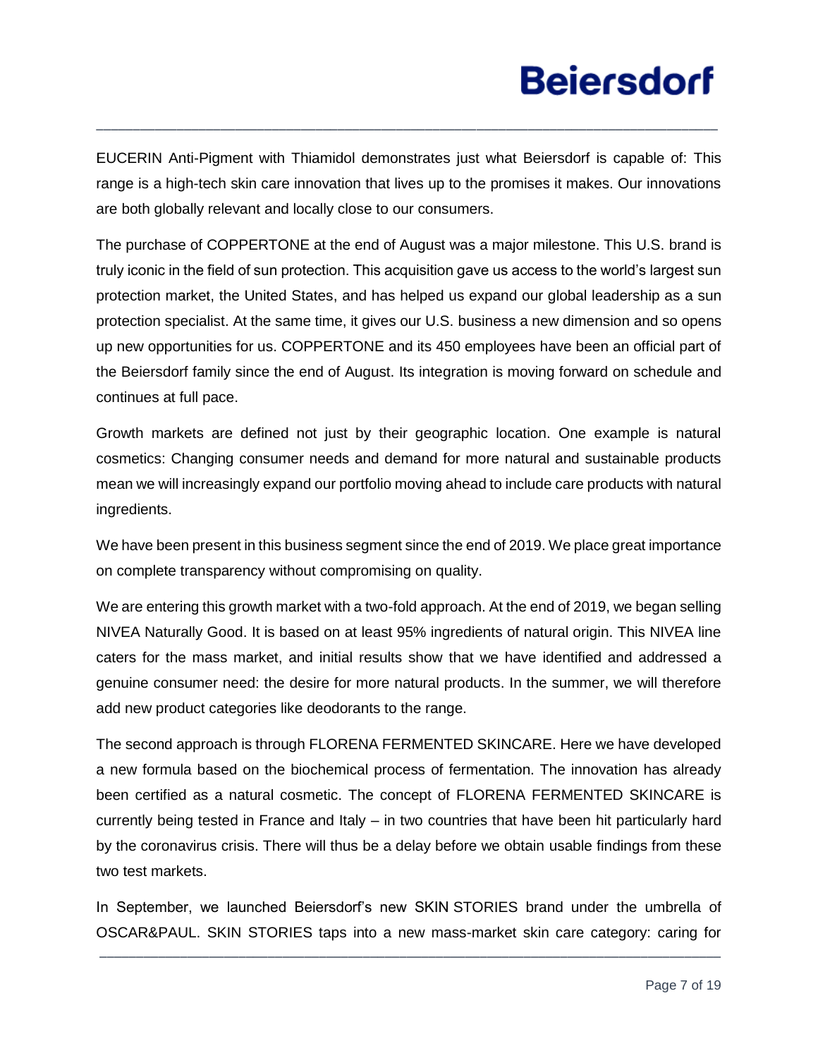EUCERIN Anti-Pigment with Thiamidol demonstrates just what Beiersdorf is capable of: This range is a high-tech skin care innovation that lives up to the promises it makes. Our innovations are both globally relevant and locally close to our consumers.

The purchase of COPPERTONE at the end of August was a major milestone. This U.S. brand is truly iconic in the field of sun protection. This acquisition gave us access to the world's largest sun protection market, the United States, and has helped us expand our global leadership as a sun protection specialist. At the same time, it gives our U.S. business a new dimension and so opens up new opportunities for us. COPPERTONE and its 450 employees have been an official part of the Beiersdorf family since the end of August. Its integration is moving forward on schedule and continues at full pace.

Growth markets are defined not just by their geographic location. One example is natural cosmetics: Changing consumer needs and demand for more natural and sustainable products mean we will increasingly expand our portfolio moving ahead to include care products with natural ingredients.

We have been present in this business segment since the end of 2019. We place great importance on complete transparency without compromising on quality.

We are entering this growth market with a two-fold approach. At the end of 2019, we began selling NIVEA Naturally Good. It is based on at least 95% ingredients of natural origin. This NIVEA line caters for the mass market, and initial results show that we have identified and addressed a genuine consumer need: the desire for more natural products. In the summer, we will therefore add new product categories like deodorants to the range.

The second approach is through FLORENA FERMENTED SKINCARE. Here we have developed a new formula based on the biochemical process of fermentation. The innovation has already been certified as a natural cosmetic. The concept of FLORENA FERMENTED SKINCARE is currently being tested in France and Italy – in two countries that have been hit particularly hard by the coronavirus crisis. There will thus be a delay before we obtain usable findings from these two test markets.

In September, we launched Beiersdorf's new SKIN STORIES brand under the umbrella of OSCAR&PAUL. SKIN STORIES taps into a new mass-market skin care category: caring for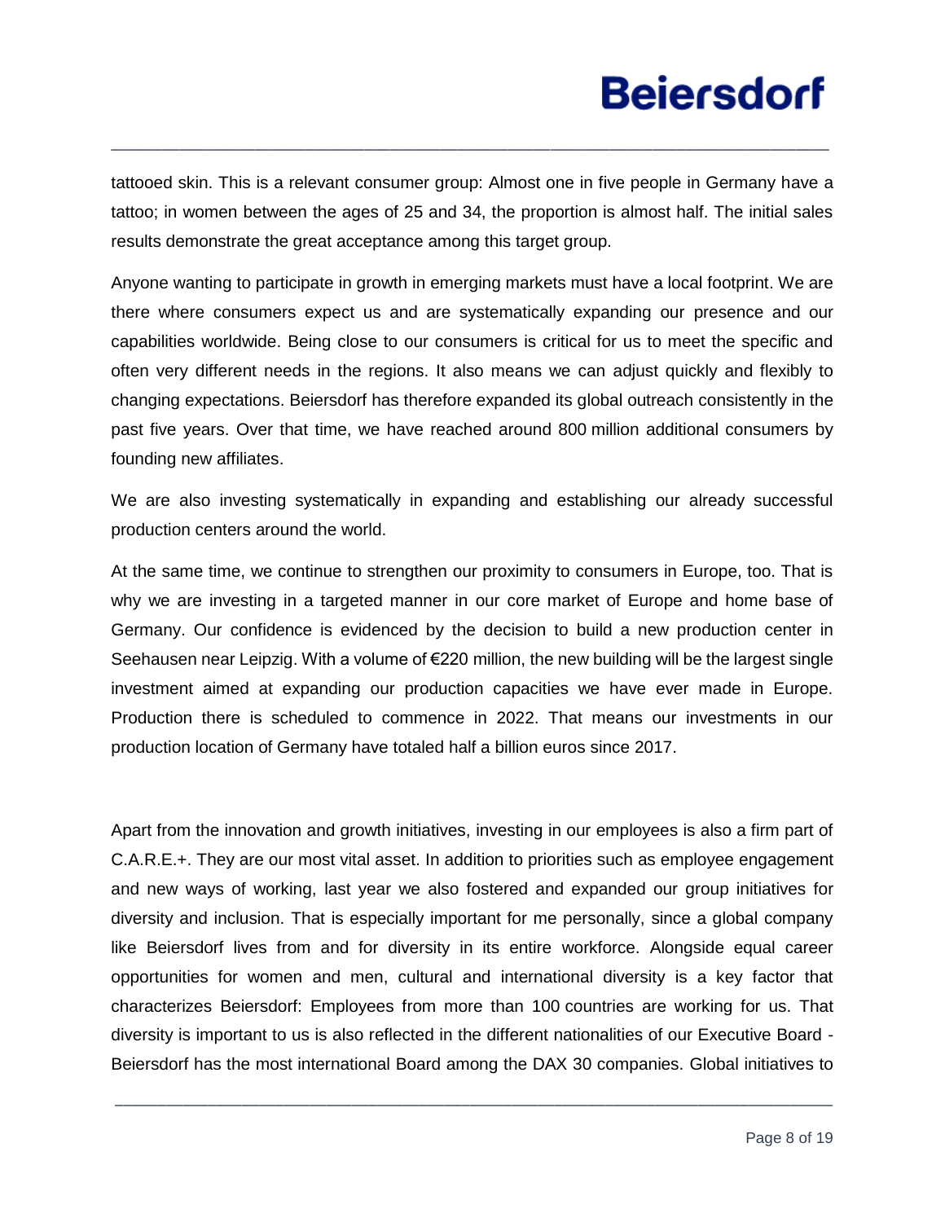tattooed skin. This is a relevant consumer group: Almost one in five people in Germany have a tattoo; in women between the ages of 25 and 34, the proportion is almost half. The initial sales results demonstrate the great acceptance among this target group.

Anyone wanting to participate in growth in emerging markets must have a local footprint. We are there where consumers expect us and are systematically expanding our presence and our capabilities worldwide. Being close to our consumers is critical for us to meet the specific and often very different needs in the regions. It also means we can adjust quickly and flexibly to changing expectations. Beiersdorf has therefore expanded its global outreach consistently in the past five years. Over that time, we have reached around 800 million additional consumers by founding new affiliates.

We are also investing systematically in expanding and establishing our already successful production centers around the world.

At the same time, we continue to strengthen our proximity to consumers in Europe, too. That is why we are investing in a targeted manner in our core market of Europe and home base of Germany. Our confidence is evidenced by the decision to build a new production center in Seehausen near Leipzig. With a volume of €220 million, the new building will be the largest single investment aimed at expanding our production capacities we have ever made in Europe. Production there is scheduled to commence in 2022. That means our investments in our production location of Germany have totaled half a billion euros since 2017.

Apart from the innovation and growth initiatives, investing in our employees is also a firm part of C.A.R.E.+. They are our most vital asset. In addition to priorities such as employee engagement and new ways of working, last year we also fostered and expanded our group initiatives for diversity and inclusion. That is especially important for me personally, since a global company like Beiersdorf lives from and for diversity in its entire workforce. Alongside equal career opportunities for women and men, cultural and international diversity is a key factor that characterizes Beiersdorf: Employees from more than 100 countries are working for us. That diversity is important to us is also reflected in the different nationalities of our Executive Board - Beiersdorf has the most international Board among the DAX 30 companies. Global initiatives to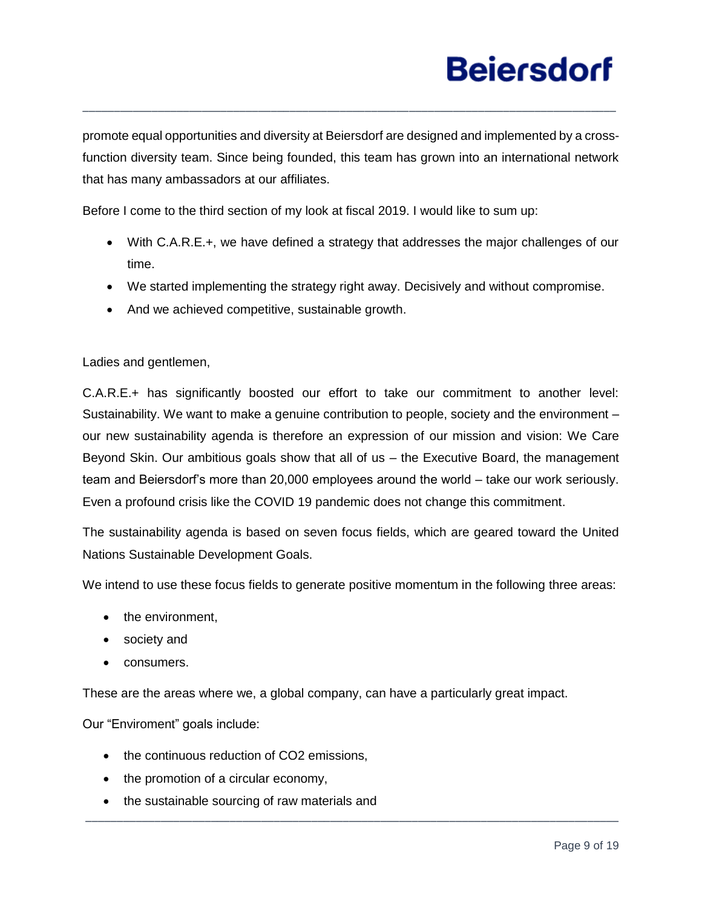promote equal opportunities and diversity at Beiersdorf are designed and implemented by a cross-function diversity team. Since being founded, this team has grown into an international network that has many ambassadors at our affiliates.

Before I come to the third section of my look at fiscal 2019. I would like to sum up:

- With C.A.R.E.+, we have defined a strategy that addresses the major challenges of our time.
- We started implementing the strategy right away. Decisively and without compromise.
- And we achieved competitive, sustainable growth.

Ladies and gentlemen,

C.A.R.E.+ has significantly boosted our effort to take our commitment to another level: Sustainability. We want to make a genuine contribution to people, society and the environment – our new sustainability agenda is therefore an expression of our mission and vision: We Care Beyond Skin. Our ambitious goals show that all of us – the Executive Board, the management team and Beiersdorf's more than 20,000 employees around the world – take our work seriously. Even a profound crisis like the COVID 19 pandemic does not change this commitment.

The sustainability agenda is based on seven focus fields, which are geared toward the United Nations Sustainable Development Goals.

We intend to use these focus fields to generate positive momentum in the following three areas:

- the environment,
- society and
- consumers.

These are the areas where we, a global company, can have a particularly great impact.

Our "Enviroment" goals include:

- the continuous reduction of $CO_2$ emissions,
- the promotion of a circular economy,
- the sustainable sourcing of raw materials and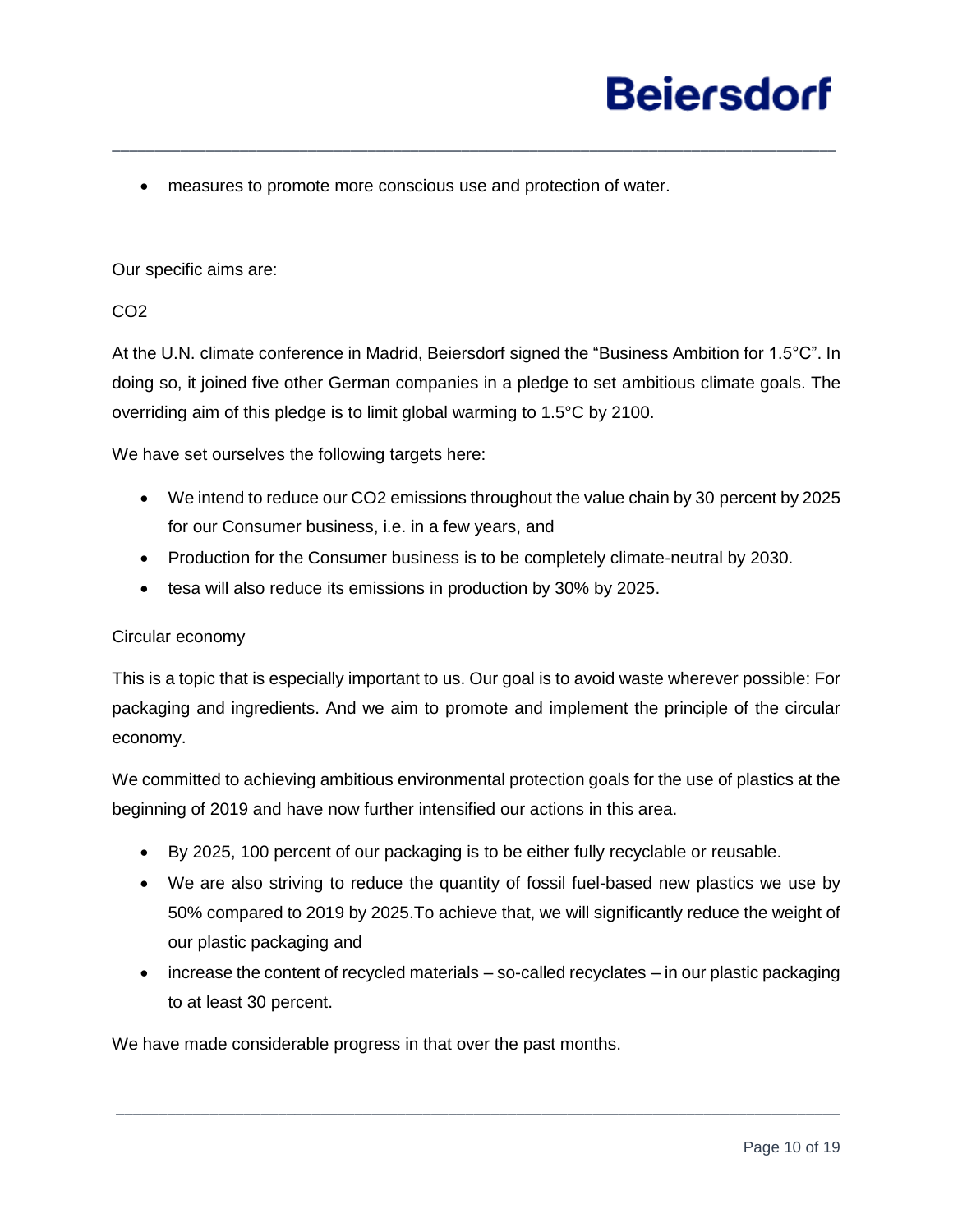- measures to promote more conscious use and protection of water.

Our specific aims are:

$CO_2$

At the U.N. climate conference in Madrid, Beiersdorf signed the “Business Ambition for 1.5°C”. In doing so, it joined five other German companies in a pledge to set ambitious climate goals. The overriding aim of this pledge is to limit global warming to 1.5°C by 2100.

We have set ourselves the following targets here:

- We intend to reduce our $CO_2$ emissions throughout the value chain by 30 percent by 2025 for our Consumer business, i.e. in a few years, and
- Production for the Consumer business is to be completely climate-neutral by 2030.
- tesa will also reduce its emissions in production by 30% by 2025.

Circular economy

This is a topic that is especially important to us. Our goal is to avoid waste wherever possible: For packaging and ingredients. And we aim to promote and implement the principle of the circular economy.

We committed to achieving ambitious environmental protection goals for the use of plastics at the beginning of 2019 and have now further intensified our actions in this area.

- By 2025, 100 percent of our packaging is to be either fully recyclable or reusable.
- We are also striving to reduce the quantity of fossil fuel-based new plastics we use by 50% compared to 2019 by 2025.To achieve that, we will significantly reduce the weight of our plastic packaging and
- increase the content of recycled materials – so-called recyclates – in our plastic packaging to at least 30 percent.

We have made considerable progress in that over the past months.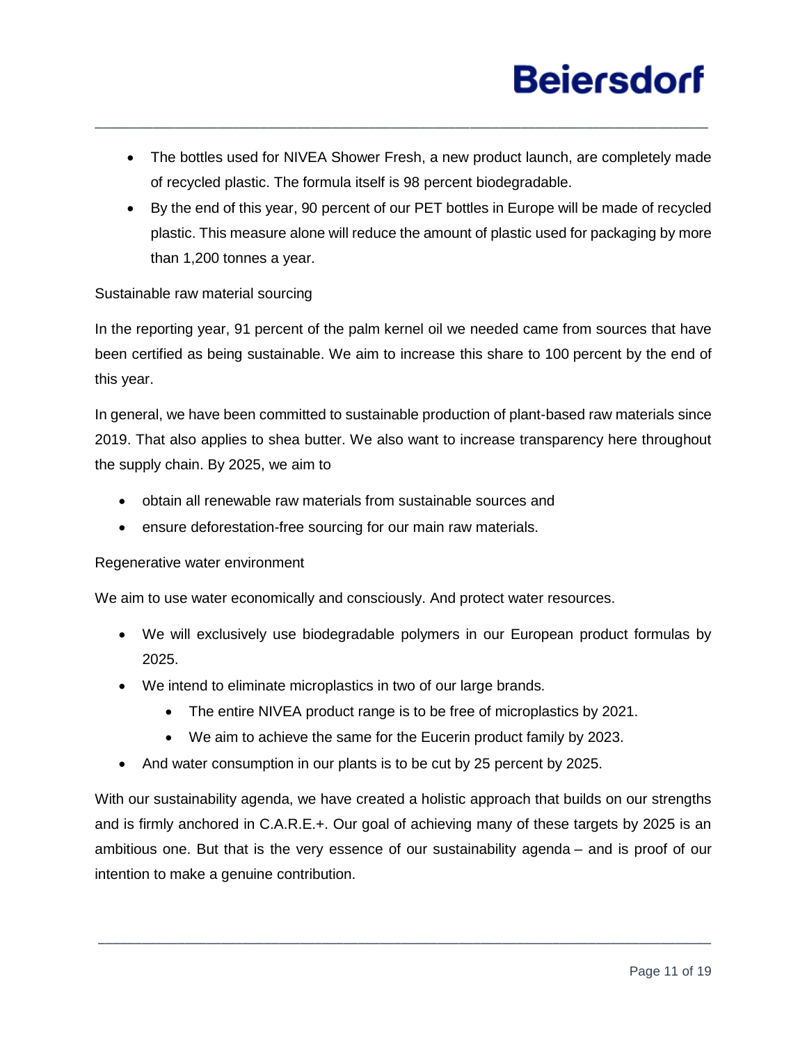- The bottles used for NIVEA Shower Fresh, a new product launch, are completely made of recycled plastic. The formula itself is 98 percent biodegradable.
- By the end of this year, 90 percent of our PET bottles in Europe will be made of recycled plastic. This measure alone will reduce the amount of plastic used for packaging by more than 1,200 tonnes a year.

Sustainable raw material sourcing

In the reporting year, 91 percent of the palm kernel oil we needed came from sources that have been certified as being sustainable. We aim to increase this share to 100 percent by the end of this year.

In general, we have been committed to sustainable production of plant-based raw materials since 2019. That also applies to shea butter. We also want to increase transparency here throughout the supply chain. By 2025, we aim to

- obtain all renewable raw materials from sustainable sources and
- ensure deforestation-free sourcing for our main raw materials.

Regenerative water environment

We aim to use water economically and consciously. And protect water resources.

- We will exclusively use biodegradable polymers in our European product formulas by 2025.
- We intend to eliminate microplastics in two of our large brands.
  - The entire NIVEA product range is to be free of microplastics by 2021.
  - We aim to achieve the same for the Eucerin product family by 2023.
- And water consumption in our plants is to be cut by 25 percent by 2025.

With our sustainability agenda, we have created a holistic approach that builds on our strengths and is firmly anchored in C.A.R.E.+. Our goal of achieving many of these targets by 2025 is an ambitious one. But that is the very essence of our sustainability agenda – and is proof of our intention to make a genuine contribution.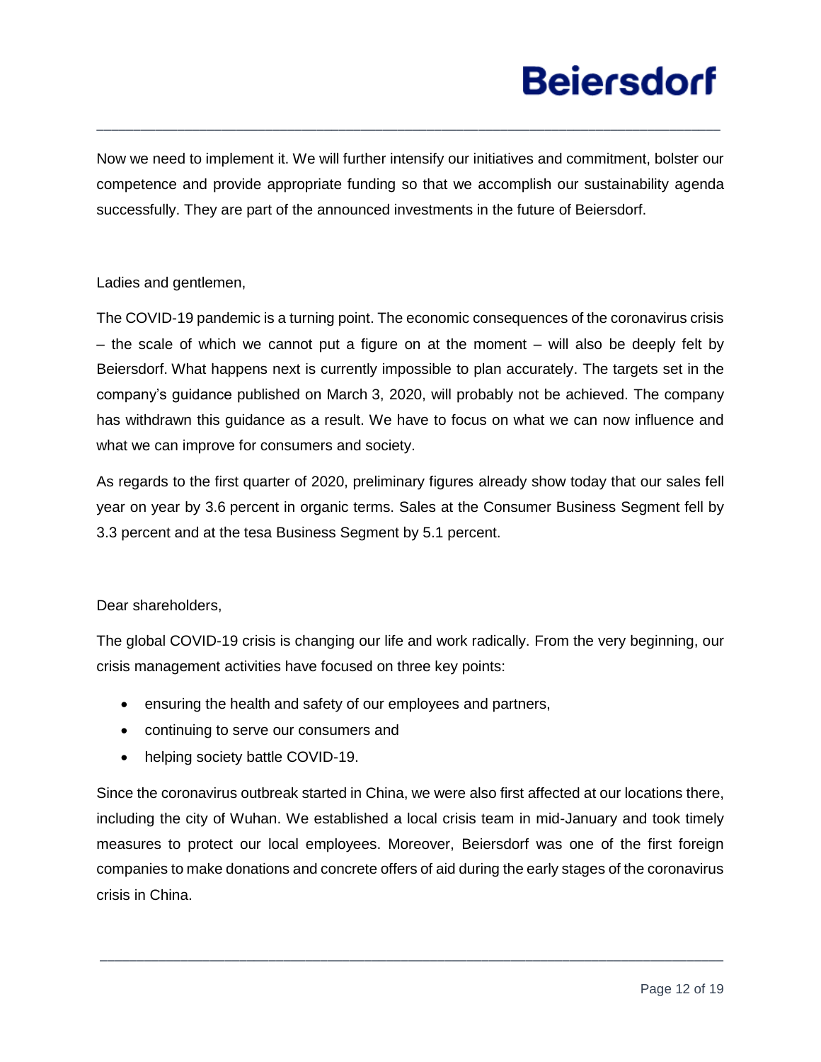Now we need to implement it. We will further intensify our initiatives and commitment, bolster our competence and provide appropriate funding so that we accomplish our sustainability agenda successfully. They are part of the announced investments in the future of Beiersdorf.

Ladies and gentlemen,

The COVID-19 pandemic is a turning point. The economic consequences of the coronavirus crisis – the scale of which we cannot put a figure on at the moment – will also be deeply felt by Beiersdorf. What happens next is currently impossible to plan accurately. The targets set in the company's guidance published on March 3, 2020, will probably not be achieved. The company has withdrawn this guidance as a result. We have to focus on what we can now influence and what we can improve for consumers and society.

As regards to the first quarter of 2020, preliminary figures already show today that our sales fell year on year by 3.6 percent in organic terms. Sales at the Consumer Business Segment fell by 3.3 percent and at the tesa Business Segment by 5.1 percent.

Dear shareholders,

The global COVID-19 crisis is changing our life and work radically. From the very beginning, our crisis management activities have focused on three key points:

- ensuring the health and safety of our employees and partners,
- continuing to serve our consumers and
- helping society battle COVID-19.

Since the coronavirus outbreak started in China, we were also first affected at our locations there, including the city of Wuhan. We established a local crisis team in mid-January and took timely measures to protect our local employees. Moreover, Beiersdorf was one of the first foreign companies to make donations and concrete offers of aid during the early stages of the coronavirus crisis in China.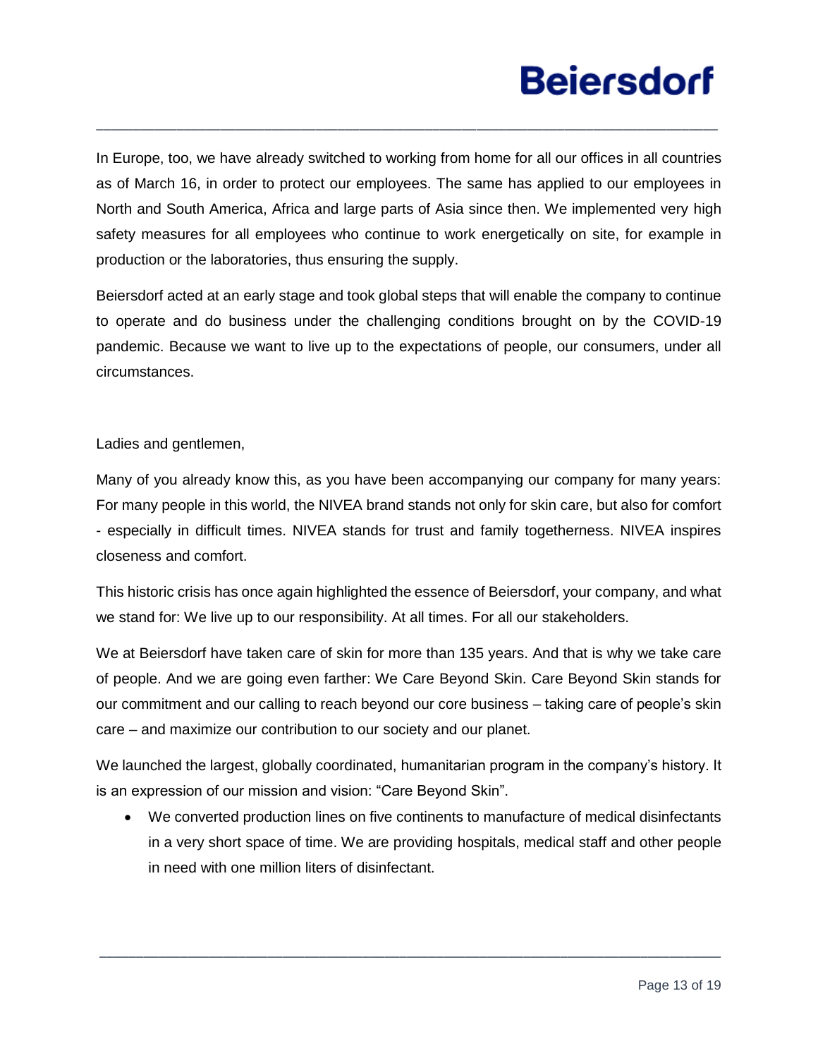In Europe, too, we have already switched to working from home for all our offices in all countries as of March 16, in order to protect our employees. The same has applied to our employees in North and South America, Africa and large parts of Asia since then. We implemented very high safety measures for all employees who continue to work energetically on site, for example in production or the laboratories, thus ensuring the supply.

Beiersdorf acted at an early stage and took global steps that will enable the company to continue to operate and do business under the challenging conditions brought on by the COVID-19 pandemic. Because we want to live up to the expectations of people, our consumers, under all circumstances.

Ladies and gentlemen,

Many of you already know this, as you have been accompanying our company for many years: For many people in this world, the NIVEA brand stands not only for skin care, but also for comfort - especially in difficult times. NIVEA stands for trust and family togetherness. NIVEA inspires closeness and comfort.

This historic crisis has once again highlighted the essence of Beiersdorf, your company, and what we stand for: We live up to our responsibility. At all times. For all our stakeholders.

We at Beiersdorf have taken care of skin for more than 135 years. And that is why we take care of people. And we are going even farther: We Care Beyond Skin. Care Beyond Skin stands for our commitment and our calling to reach beyond our core business – taking care of people's skin care – and maximize our contribution to our society and our planet.

We launched the largest, globally coordinated, humanitarian program in the company's history. It is an expression of our mission and vision: "Care Beyond Skin".

- We converted production lines on five continents to manufacture of medical disinfectants in a very short space of time. We are providing hospitals, medical staff and other people in need with one million liters of disinfectant.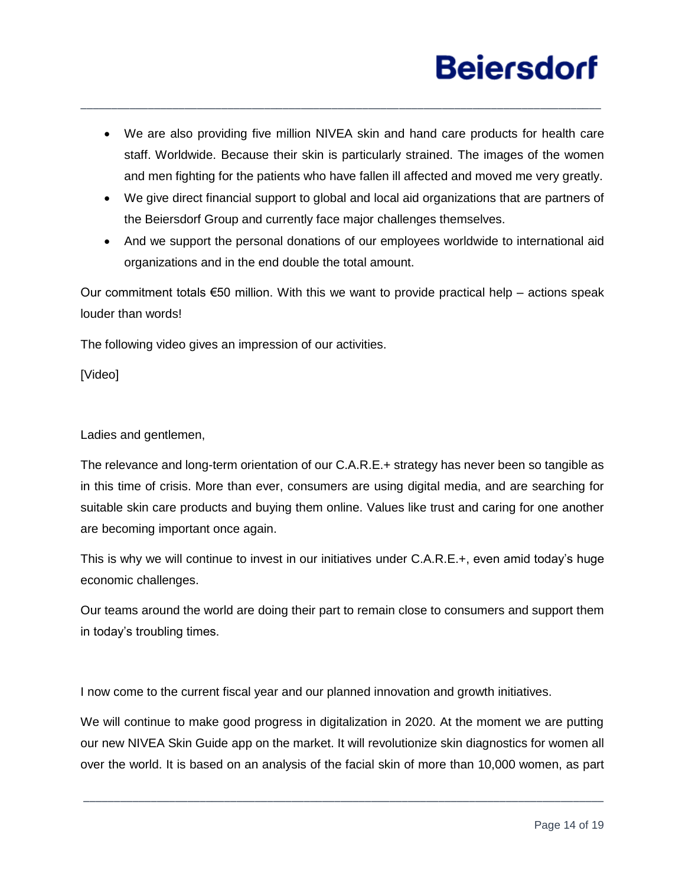- We are also providing five million NIVEA skin and hand care products for health care staff. Worldwide. Because their skin is particularly strained. The images of the women and men fighting for the patients who have fallen ill affected and moved me very greatly.
- We give direct financial support to global and local aid organizations that are partners of the Beiersdorf Group and currently face major challenges themselves.
- And we support the personal donations of our employees worldwide to international aid organizations and in the end double the total amount.

Our commitment totals €50 million. With this we want to provide practical help – actions speak louder than words!

The following video gives an impression of our activities.

[Video]

Ladies and gentlemen,

The relevance and long-term orientation of our C.A.R.E.+ strategy has never been so tangible as in this time of crisis. More than ever, consumers are using digital media, and are searching for suitable skin care products and buying them online. Values like trust and caring for one another are becoming important once again.

This is why we will continue to invest in our initiatives under C.A.R.E.+, even amid today's huge economic challenges.

Our teams around the world are doing their part to remain close to consumers and support them in today's troubling times.

I now come to the current fiscal year and our planned innovation and growth initiatives.

We will continue to make good progress in digitalization in 2020. At the moment we are putting our new NIVEA Skin Guide app on the market. It will revolutionize skin diagnostics for women all over the world. It is based on an analysis of the facial skin of more than 10,000 women, as part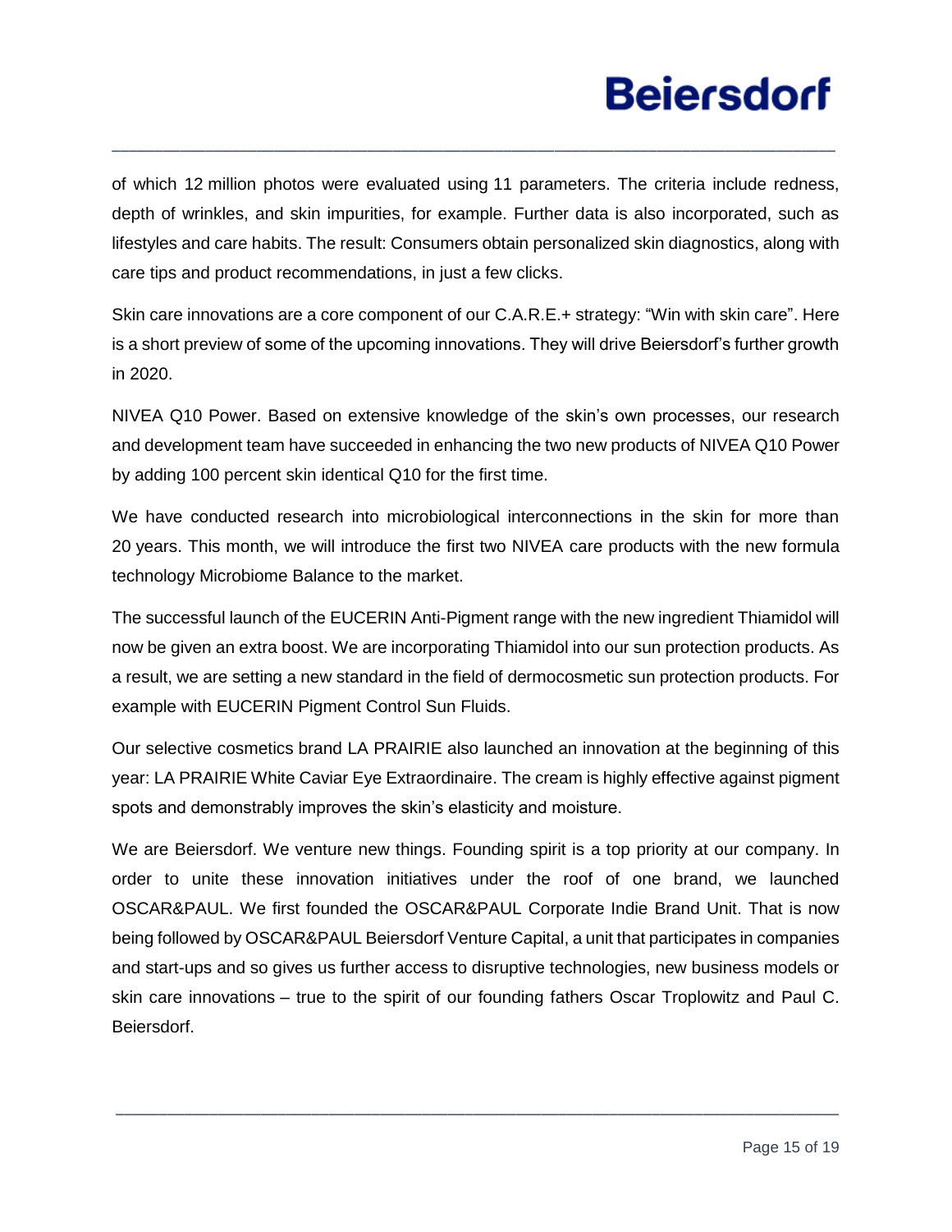of which 12 million photos were evaluated using 11 parameters. The criteria include redness, depth of wrinkles, and skin impurities, for example. Further data is also incorporated, such as lifestyles and care habits. The result: Consumers obtain personalized skin diagnostics, along with care tips and product recommendations, in just a few clicks.

Skin care innovations are a core component of our C.A.R.E.+ strategy: "Win with skin care". Here is a short preview of some of the upcoming innovations. They will drive Beiersdorf's further growth in 2020.

NIVEA Q10 Power. Based on extensive knowledge of the skin's own processes, our research and development team have succeeded in enhancing the two new products of NIVEA Q10 Power by adding 100 percent skin identical Q10 for the first time.

We have conducted research into microbiological interconnections in the skin for more than 20 years. This month, we will introduce the first two NIVEA care products with the new formula technology Microbiome Balance to the market.

The successful launch of the EUCERIN Anti-Pigment range with the new ingredient Thiamidol will now be given an extra boost. We are incorporating Thiamidol into our sun protection products. As a result, we are setting a new standard in the field of dermocosmetic sun protection products. For example with EUCERIN Pigment Control Sun Fluids.

Our selective cosmetics brand LA PRAIRIE also launched an innovation at the beginning of this year: LA PRAIRIE White Caviar Eye Extraordinaire. The cream is highly effective against pigment spots and demonstrably improves the skin's elasticity and moisture.

We are Beiersdorf. We venture new things. Founding spirit is a top priority at our company. In order to unite these innovation initiatives under the roof of one brand, we launched OSCAR&PAUL. We first founded the OSCAR&PAUL Corporate Indie Brand Unit. That is now being followed by OSCAR&PAUL Beiersdorf Venture Capital, a unit that participates in companies and start-ups and so gives us further access to disruptive technologies, new business models or skin care innovations – true to the spirit of our founding fathers Oscar Troplowitz and Paul C. Beiersdorf.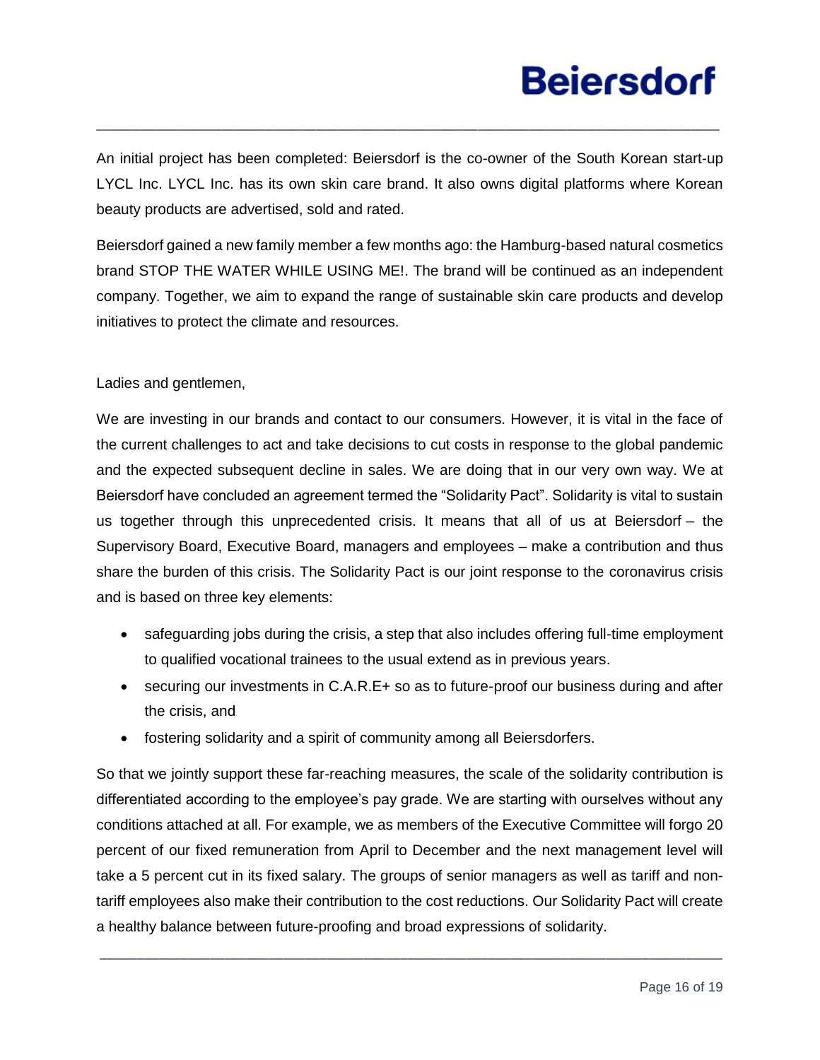An initial project has been completed: Beiersdorf is the co-owner of the South Korean start-up LYCL Inc. LYCL Inc. has its own skin care brand. It also owns digital platforms where Korean beauty products are advertised, sold and rated.

Beiersdorf gained a new family member a few months ago: the Hamburg-based natural cosmetics brand STOP THE WATER WHILE USING ME!. The brand will be continued as an independent company. Together, we aim to expand the range of sustainable skin care products and develop initiatives to protect the climate and resources.

Ladies and gentlemen,

We are investing in our brands and contact to our consumers. However, it is vital in the face of the current challenges to act and take decisions to cut costs in response to the global pandemic and the expected subsequent decline in sales. We are doing that in our very own way. We at Beiersdorf have concluded an agreement termed the "Solidarity Pact". Solidarity is vital to sustain us together through this unprecedented crisis. It means that all of us at Beiersdorf – the Supervisory Board, Executive Board, managers and employees – make a contribution and thus share the burden of this crisis. The Solidarity Pact is our joint response to the coronavirus crisis and is based on three key elements:

- safeguarding jobs during the crisis, a step that also includes offering full-time employment to qualified vocational trainees to the usual extend as in previous years.
- securing our investments in C.A.R.E+ so as to future-proof our business during and after the crisis, and
- fostering solidarity and a spirit of community among all Beiersdorfers.

So that we jointly support these far-reaching measures, the scale of the solidarity contribution is differentiated according to the employee's pay grade. We are starting with ourselves without any conditions attached at all. For example, we as members of the Executive Committee will forgo 20 percent of our fixed remuneration from April to December and the next management level will take a 5 percent cut in its fixed salary. The groups of senior managers as well as tariff and non-tariff employees also make their contribution to the cost reductions. Our Solidarity Pact will create a healthy balance between future-proofing and broad expressions of solidarity.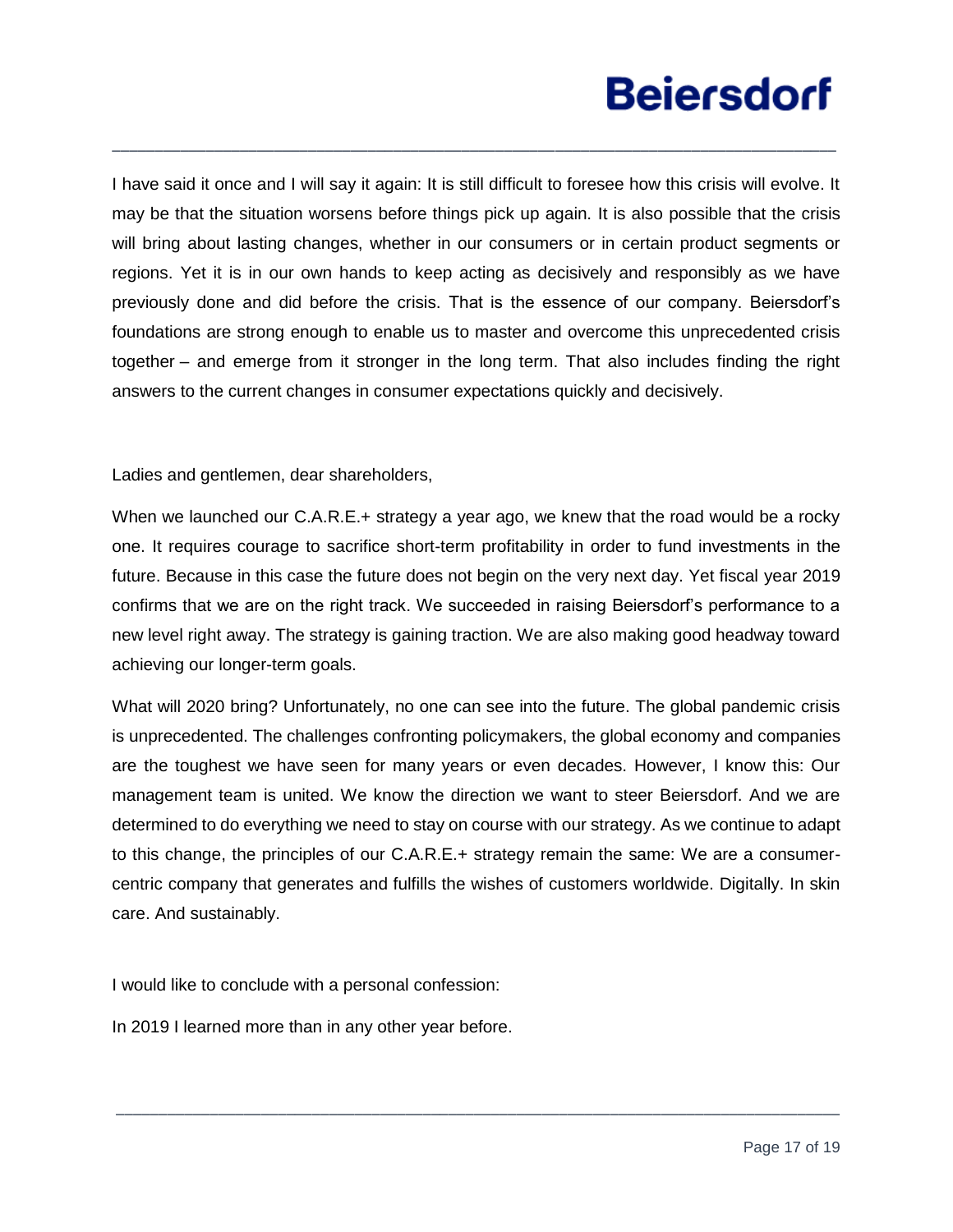I have said it once and I will say it again: It is still difficult to foresee how this crisis will evolve. It may be that the situation worsens before things pick up again. It is also possible that the crisis will bring about lasting changes, whether in our consumers or in certain product segments or regions. Yet it is in our own hands to keep acting as decisively and responsibly as we have previously done and did before the crisis. That is the essence of our company. Beiersdorf's foundations are strong enough to enable us to master and overcome this unprecedented crisis together – and emerge from it stronger in the long term. That also includes finding the right answers to the current changes in consumer expectations quickly and decisively.

Ladies and gentlemen, dear shareholders,

When we launched our C.A.R.E.+ strategy a year ago, we knew that the road would be a rocky one. It requires courage to sacrifice short-term profitability in order to fund investments in the future. Because in this case the future does not begin on the very next day. Yet fiscal year 2019 confirms that we are on the right track. We succeeded in raising Beiersdorf's performance to a new level right away. The strategy is gaining traction. We are also making good headway toward achieving our longer-term goals.

What will 2020 bring? Unfortunately, no one can see into the future. The global pandemic crisis is unprecedented. The challenges confronting policymakers, the global economy and companies are the toughest we have seen for many years or even decades. However, I know this: Our management team is united. We know the direction we want to steer Beiersdorf. And we are determined to do everything we need to stay on course with our strategy. As we continue to adapt to this change, the principles of our C.A.R.E.+ strategy remain the same: We are a consumer-centric company that generates and fulfills the wishes of customers worldwide. Digitally. In skin care. And sustainably.

I would like to conclude with a personal confession:

In 2019 I learned more than in any other year before.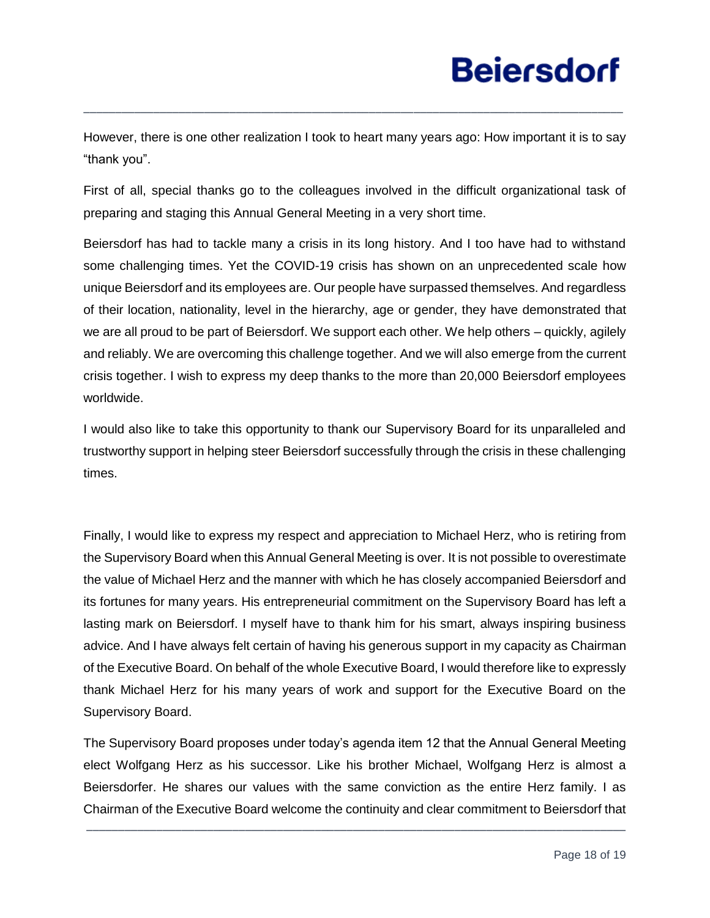However, there is one other realization I took to heart many years ago: How important it is to say "thank you".

First of all, special thanks go to the colleagues involved in the difficult organizational task of preparing and staging this Annual General Meeting in a very short time.

Beiersdorf has had to tackle many a crisis in its long history. And I too have had to withstand some challenging times. Yet the COVID-19 crisis has shown on an unprecedented scale how unique Beiersdorf and its employees are. Our people have surpassed themselves. And regardless of their location, nationality, level in the hierarchy, age or gender, they have demonstrated that we are all proud to be part of Beiersdorf. We support each other. We help others – quickly, agilely and reliably. We are overcoming this challenge together. And we will also emerge from the current crisis together. I wish to express my deep thanks to the more than 20,000 Beiersdorf employees worldwide.

I would also like to take this opportunity to thank our Supervisory Board for its unparalleled and trustworthy support in helping steer Beiersdorf successfully through the crisis in these challenging times.

Finally, I would like to express my respect and appreciation to Michael Herz, who is retiring from the Supervisory Board when this Annual General Meeting is over. It is not possible to overestimate the value of Michael Herz and the manner with which he has closely accompanied Beiersdorf and its fortunes for many years. His entrepreneurial commitment on the Supervisory Board has left a lasting mark on Beiersdorf. I myself have to thank him for his smart, always inspiring business advice. And I have always felt certain of having his generous support in my capacity as Chairman of the Executive Board. On behalf of the whole Executive Board, I would therefore like to expressly thank Michael Herz for his many years of work and support for the Executive Board on the Supervisory Board.

The Supervisory Board proposes under today's agenda item 12 that the Annual General Meeting elect Wolfgang Herz as his successor. Like his brother Michael, Wolfgang Herz is almost a Beiersdorfer. He shares our values with the same conviction as the entire Herz family. I as Chairman of the Executive Board welcome the continuity and clear commitment to Beiersdorf that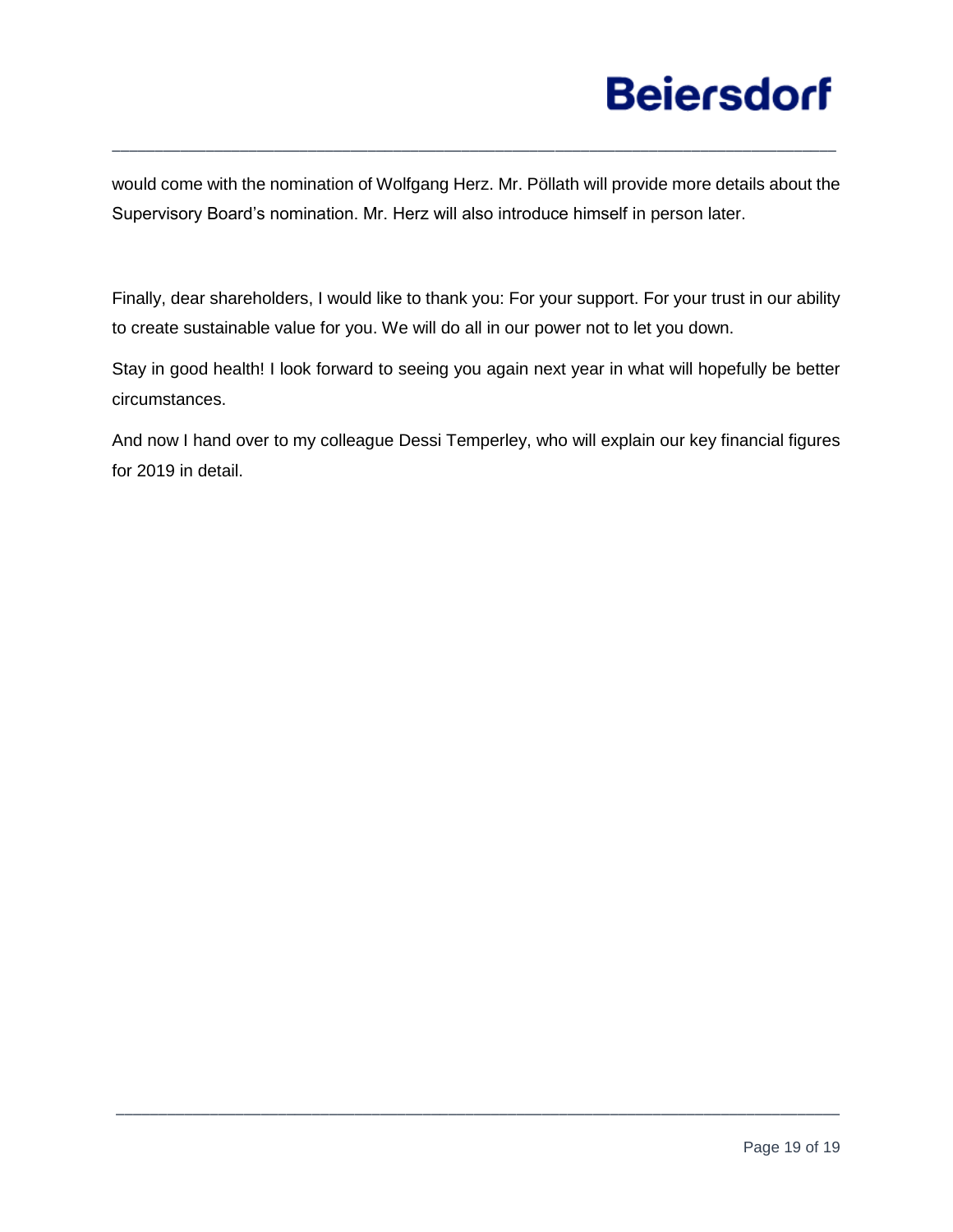would come with the nomination of Wolfgang Herz. Mr. Pöllath will provide more details about the Supervisory Board's nomination. Mr. Herz will also introduce himself in person later.

Finally, dear shareholders, I would like to thank you: For your support. For your trust in our ability to create sustainable value for you. We will do all in our power not to let you down.

Stay in good health! I look forward to seeing you again next year in what will hopefully be better circumstances.

And now I hand over to my colleague Dessi Temperley, who will explain our key financial figures for 2019 in detail.